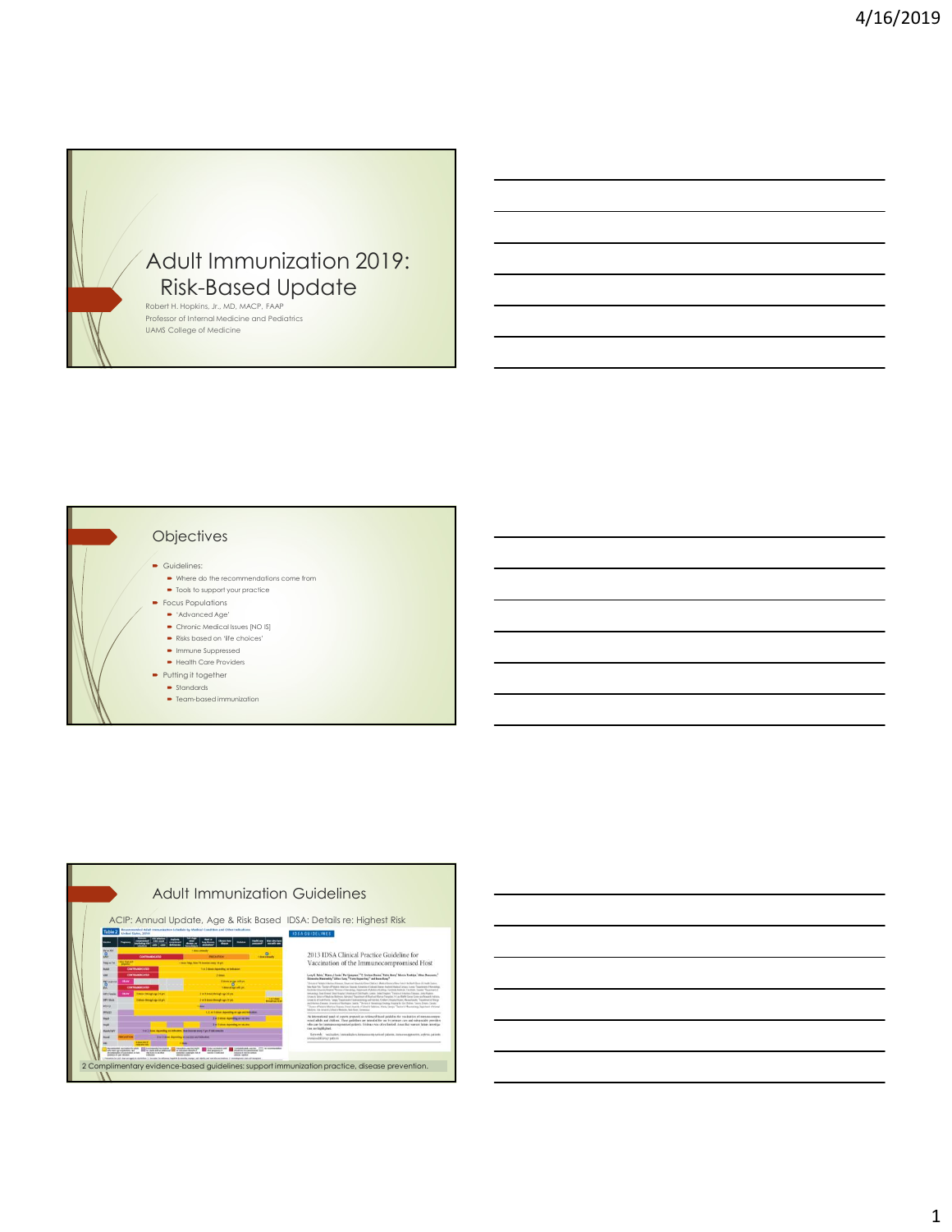# Adult Immunization 2019: Risk-Based Update

Robert H. Hopkins, Jr., MD, MACP, FAAP
Professor of Internal Medicine and Pediatrics
UAMS College of Medicine

## Objectives

- Guidelines:
  - Where do the recommendations come from
  - Tools to support your practice
- Focus Populations
  - 'Advanced Age'
  - Chronic Medical Issues [NO IS]
  - Risks based on 'life choices'
  - Immune Suppressed
  - Health Care Providers
- Putting it together
  - Standards
  - Team-based immunization

## Adult Immunization Guidelines

ACIP: Annual Update, Age & Risk Based

IDSA: Details re: Highest Risk

2013 IDSA Clinical Practice Guideline for Vaccination of the Immunocompromised Host

2 Complimentary evidence-based guidelines: support immunization practice, disease prevention.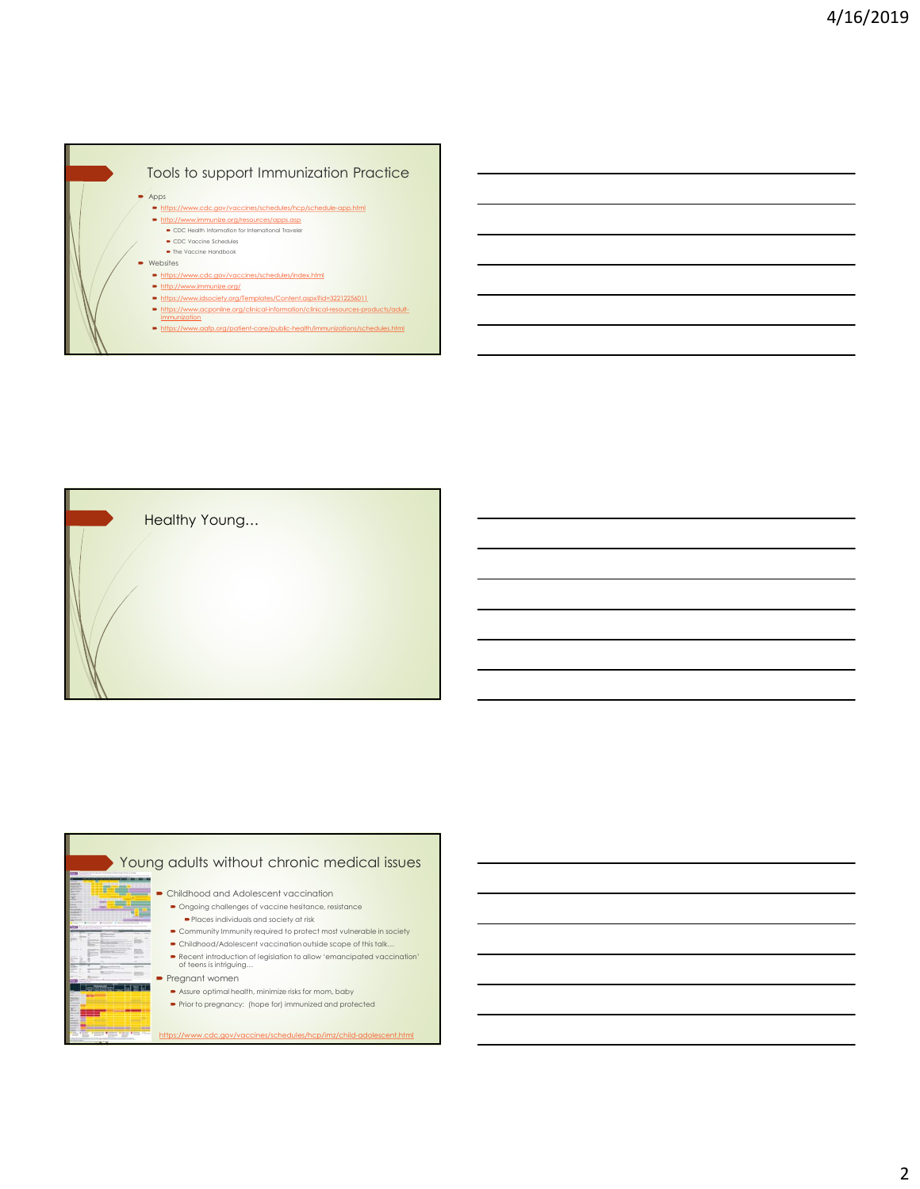## Tools to support Immunization Practice

- Apps
  - https://www.cdc.gov/vaccines/schedules/hcp/schedule-app.html
  - http://www.immunize.org/resources/apps.asp
    - CDC Health Information for International Traveler
    - CDC Vaccine Schedules
    - The Vaccine Handbook
- Websites
  - https://www.cdc.gov/vaccines/schedules/index.html
  - http://www.immunize.org/
  - https://www.idsociety.org/Templates/Content.aspx?id=32212256011
  - https://www.acponline.org/clinical-information/clinical-resources-products/adult-immunization
  - https://www.aafp.org/patient-care/public-health/immunizations/schedules.html

## Healthy Young…

## Young adults without chronic medical issues

- Childhood and Adolescent vaccination
  - Ongoing challenges of vaccine hesitance, resistance
    - Places individuals and society at risk
  - Community immunity required to protect most vulnerable in society
  - Childhood/Adolescent vaccination outside scope of this talk…
  - Recent introduction of legislation to allow 'emancipated vaccination' of teens is intriguing…
- Pregnant women
  - Assure optimal health, minimize risks for mom, baby
  - Prior to pregnancy: (hope for) immunized and protected

https://www.cdc.gov/vaccines/schedules/hcp/imz/child-adolescent.html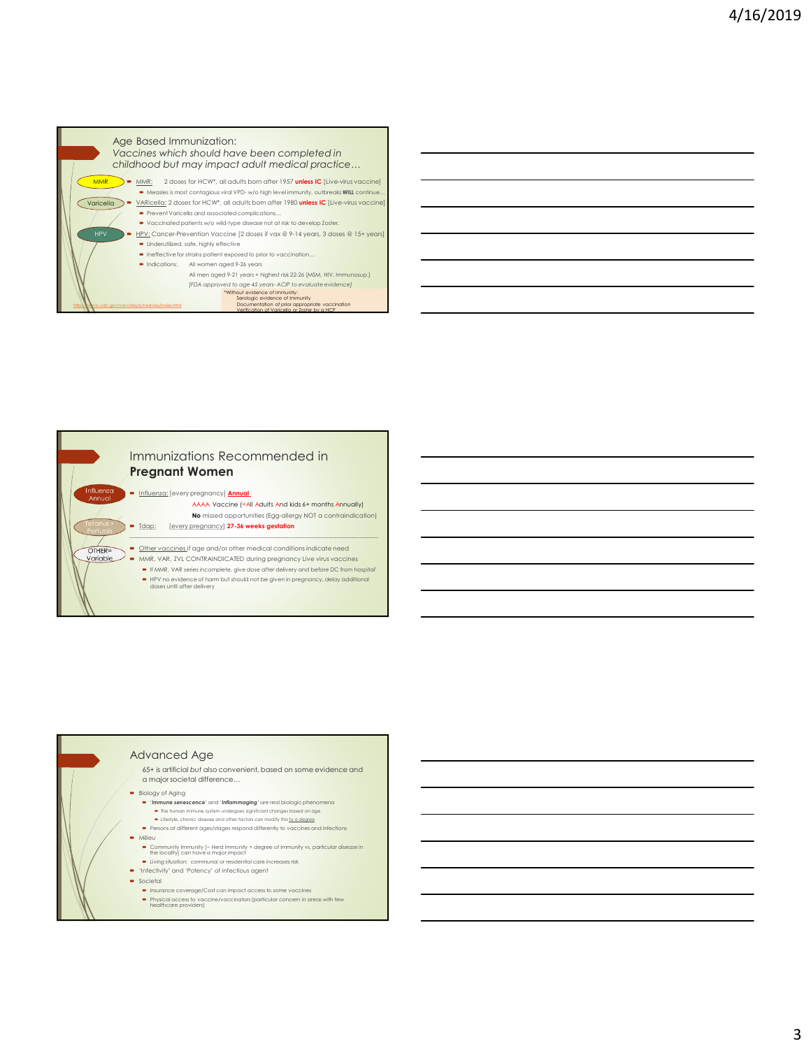## Age Based Immunization:

*Vaccines which should have been completed in childhood but may impact adult medical practice…*

MMR

- MMR: 2 doses for HCW*, all adults born after 1957 **unless IC** [Live-virus vaccine]
  - Measles is most contagious viral VPD- w/o high level immunity, outbreaks **WILL** continue…

Varicella

- VARicella: 2 doses for HCW*, all adults born after 1980 **unless IC** [Live-virus vaccine]
  - Prevent Varicella and associated complications…
  - Vaccinated patients w/o wild-type disease not at risk to develop Zoster.

HPV

- HPV: Cancer-Prevention Vaccine [2 doses if vax @ 9-14 years, 3 doses @ 15+ years]
  - Underutilized, safe, highly effective
  - Ineffective for strains patient exposed to prior to vaccination…
  - Indications: All women aged 9-26 years
    All men aged 9-21 years + highest risk 22-26 [MSM, HIV, Immunosup.]
    *[FDA approved to age 45 years- ACIP to evaluate evidence]*

*Without evidence of immunity:
Serologic evidence of immunity
Documentation of prior appropriate vaccination
Verification of Varicella or Zoster by a HCP

https://www.cdc.gov/vaccines/schedules/index.html

## Immunizations Recommended in **Pregnant Women**

Influenza Annual

- Influenza: [every pregnancy] **Annual**
  AAAA Vaccine (=All Adults And kids 6+ months Annually)
  **No** missed opportunities (Egg-allergy NOT a contraindication)

Tetanus + Pertussis

- Tdap: [every pregnancy] **27-36 weeks gestation**

OTHER= Variable

- Other vaccines if age and/or other medical conditions indicate need
- MMR, VAR, ZVL CONTRAINDICATED during pregnancy Live virus vaccines
  - If MMR, VAR series incomplete, give dose after delivery and before DC from hospital'
  - HPV no evidence of harm but should not be given in pregnancy, delay additional doses until after delivery

## Advanced Age

65+ is artificial *but* also convenient, based on some evidence and a major societal difference…

- Biology of Aging
  - '***Immune senescence***' and '***Inflammaging***' are real biologic phenomena
    - The human immune system undergoes significant changes based on age
    - Lifestyle, chronic disease and other factors can modify this *to a degree*
  - Persons at different ages/stages respond differently to vaccines and infections
- Milieu
  - Community Immunity (~ Herd Immunity = degree of immunity vs. particular disease in the locality) can have a major impact
  - Living situation: communal or residential care increases risk
- 'Infectivity' and 'Potency' of infectious agent
- Societal
  - Insurance coverage/Cost can impact access to some vaccines
  - Physical access to vaccine/vaccinators (particular concern in areas with few healthcare providers)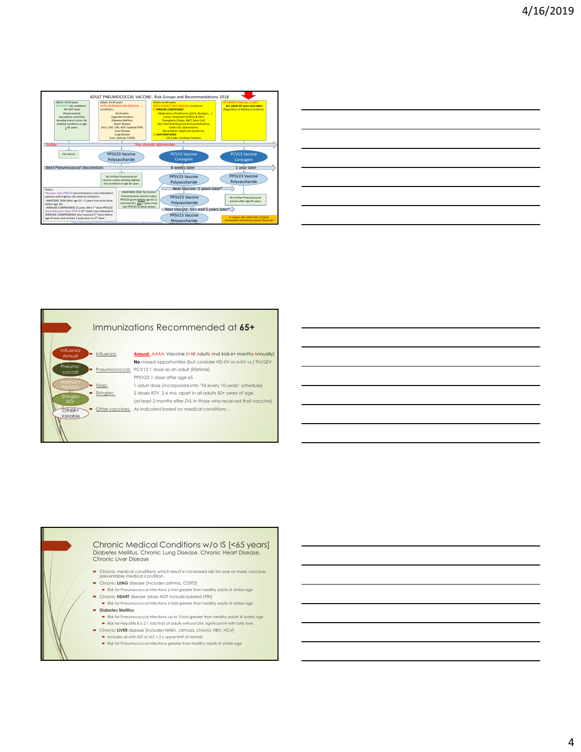## ADULT PNEUMOCOCCAL VACCINE: Risk Groups and Recommendations 2018

| Adults 19-64 years WITHOUT risk conditions: DO NOT need Pneumococcal vaccination until they develop one or more risk medical condition or age ≥ 65 years. | Adults 19-64 years WITH INCREASED RISK MEDICAL conditions: Alcoholism, Cigarette Smokers, Diabetes Mellitus, Heart Disease [incl. CAD, CHF; NOT isolated HTN], Liver Disease, Lung Disease [incl. Asthma, COPD] | Adults 19-64 years WITH HIGHEST RISK MEDICAL conditions: 1. IMMUNE COMPROMISE: Medications (Prednisone ≥20/d, Biologics,…), Cancer Treatment (Chemo & XRT), Transplants (Organ, BMT, Stem Cell), HIV, Inherited/Acquired Immune Deficiency, Sickle Cell, Splenectomy, Renal failure, Nephrotic Syndrome; 2. ANATOMIC RISKS: CSF Leaks, Cochlear Implants | AT HIGHEST RISK due to AGE+: ALL adults 65 years and older! (Regardless of Medical Condition) |
|---|---|---|---|
| **Today:** See above | You should administer… PPSV23 Vaccine Polysaccharide | PCV13 Vaccine Conjugate | PCV13 Vaccine Conjugate |
| **Next Pneumococcal Vaccination:** | No further Pneumococcal vaccine unless develop highest risk condition or age 65 years | 8 weeks later: PPSV23 Vaccine Polysaccharide | 1 year later: PPSV23 Vaccine Polysaccharide |
| | ANATOMIC RISK: No further Pneumococcal vaccine unless PPSV23 given before age 65 yr and now 65+ and 5 years since last PPSV23 [2 adult doses] | Next Vaccine: 5 years later*: PPSV23 Vaccine Polysaccharide | No further Pneumococcal vaccine after age 65 years. |
| | | Next Vaccine: 65+ and 5 years later*: PPSV23 Vaccine Polysaccharide | |

Notes:
*Booster dose PPSV23 (second dose) is only indicated in patients with highest risk medical conditions:
-ANATOMIC RISK (after age 65 + 5 years from prior dose before age 65)
-IMMUNE COMPROMISE (5 years after 1st dose PPSV23)
Second Booster dose PPSV23 (3rd dose) only indicated in IMMUNE COMPROMISED who received 2nd dose before age 65 years and at least 5 years prior to 3rd dose.

https://www.cdc.gov/vaccines/schedules/downloads/adult/adult-combined-schedule.pdf

E. Hopkins, MD. UAMS COM. 7/2/2018. Developed for educational purposes. Please cite!

## Immunizations Recommended at 65+

- Influenza Annual — Influenza: **Annual** AAAA Vaccine (=All Adults And kids 6+ months Annually)
  **No** missed opportunities (but consider HD-IIV or a-IIV vs.) TIV/QIV
- Pneumococcal — Pneumococcal: PCV13 1 dose as an adult (lifetime)
  PPSV23 1 dose after age 65
- Tetanus + Pertussis — Tdap: 1 adult dose (incorporate into 'Td every 10 years' schedule)
- Shingles RZV — Shingles: 2 doses RZV, 2-6 mo. apart in all adults 50+ years of age
  (at least 2 months after ZVL in those who received that vaccine)
- OTHER= Variable — Other vaccines: *As indicated based on medical conditions…*

## Chronic Medical Conditions w/o IS (<65 years)

Diabetes Mellitus, Chronic Lung Disease, Chronic Heart Disease, Chronic Liver Disease

- Chronic medical conditions which result in increased risk for one or more vaccine-preventable medical condition.
- Chronic **LUNG** disease (includes asthma, COPD)
  - Risk for Pneumococcal infections 6 fold greater than healthy adults @ similar age
- Chronic **HEART** disease (does NOT include isolated HTN)
  - Risk for Pneumococcal infections 6 fold greater than healthy adults @ similar age
- **Diabetes Mellitus**
  - Risk for Pneumococcal infections up to 3 fold greater than healthy adults @ similar age
  - Risk for Hepatitis B is 2.1 fold that of adults without DM; significant if with fatty liver.
- Chronic **LIVER** disease (includes NASH, cirrhosis, chronic HBV, HCV)
  - Includes all with AST or ALT > 2 x upper limit of normal
  - Risk for Pneumococcal infections greater than healthy adults @ similar age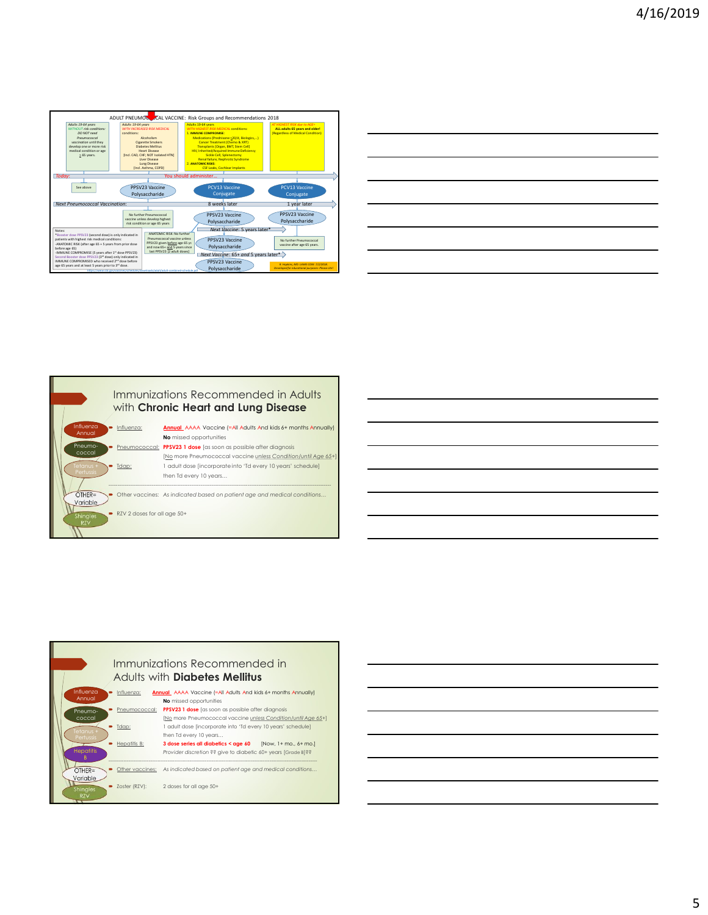## ADULT PNEUMOCOCCAL VACCINE: Risk Groups and Recommendations 2018

| Adults 19-64 years WITHOUT risk conditions: DO NOT need Pneumococcal vaccination until they develop one or more risk medical condition or age ≥ 65 years. | Adults 19-64 years WITH INCREASED RISK MEDICAL conditions: Alcoholism, Cigarette Smokers, Diabetes Mellitus, Heart Disease [incl. CAD, CHF; NOT isolated HTN], Liver Disease, Lung Disease [incl. Asthma, COPD] | Adults 19-64 years WITH HIGHEST RISK MEDICAL conditions: 1. IMMUNE COMPROMISE: Medications (Prednisone ≥20/d, Biologics,...), Cancer Treatment (Chemo & XRT), Transplants (Organ, BMT, Stem Cell), HIV, Inherited/Acquired Immune Deficiency, Sickle Cell, Splenectomy, Renal failure, Nephrotic Syndrome; 2. ANATOMIC RISKS: CSF Leaks, Cochlear Implants | AT HIGHEST RISK due to AGE= ALL adults 65 years and older! (Regardless of Medical Condition) |
|---|---|---|---|
| **Today:** See above | You should administer... PPSV23 Vaccine Polysaccharide | PCV13 Vaccine Conjugate | PCV13 Vaccine Conjugate |
| **Next Pneumococcal Vaccination:** | | 8 weeks later | 1 year later |
| | No further Pneumococcal vaccine unless develop highest risk condition or age 65 years | PPSV23 Vaccine Polysaccharide | PPSV23 Vaccine Polysaccharide |
| | | Next Vaccine: 5 years later* PPSV23 Vaccine Polysaccharide | No further Pneumococcal vaccine after age 65 years. |
| | | Next Vaccine: 65+ and 5 years later* PPSV23 Vaccine Polysaccharide | |

ANATOMIC RISK: No further Pneumococcal vaccine unless PPSV23 given before age 65 yr. and now 65+ and 5 years since last PPSV23 [2 adult doses]

Notes:
*Booster dose PPSV23 (second dose) is only indicated in patients with highest risk medical conditions:
-ANATOMIC RISK (after age 65 + 5 years from prior dose before age 65)
-IMMUNE COMPROMISE (5 years after 1st dose PPSV23)
Second Booster dose PPSV23 (3rd dose) only indicated in IMMUNE COMPROMISED who received 2nd dose before age 65 years and at least 5 years prior to 3rd dose.

https://www.cdc.gov/vaccines/schedules/downloads/adult/adult-combined-schedule.pdf

R. Hopkins, MD. UAMS COM. 7/2/2018. Developed for educational purposes-Please cite!

## Immunizations Recommended in Adults with **Chronic Heart and Lung Disease**

- Influenza Annual — Influenza: **Annual** AAAA Vaccine (=All Adults And kids 6+ months Annually)
  **No** missed opportunities
- Pneumococcal — Pneumococcal: **PPSV23 1 dose** [as soon as possible after diagnosis
  [No more Pneumococcal vaccine *unless Condition/until Age 65+*]
- Tetanus + Pertussis — Tdap: 1 adult dose [incorporate into 'Td every 10 years' schedule]
  then Td every 10 years…
- OTHER= Variable — Other vaccines: *As indicated based on patient age and medical conditions…*
- Shingles RZV — RZV 2 doses for all age 50+

## Immunizations Recommended in Adults with **Diabetes Mellitus**

- Influenza Annual — Influenza: **Annual** AAAA Vaccine (=All Adults And kids 6+ months Annually)
  **No** missed opportunities
- Pneumococcal — Pneumococcal: **PPSV23 1 dose** [as soon as possible after diagnosis
  [No more Pneumococcal vaccine *unless Condition/until Age 65+*]
- Tetanus + Pertussis — Tdap: 1 adult dose [incorporate into 'Td every 10 years' schedule]
  then Td every 10 years…
- Hepatitis B — Hepatitis B: **3 dose series all diabetics < age 60** [Now, 1+ mo., 6+ mo.]
  *Provider discretion ?? give to diabetic 60+ years [Grade B]??*
- OTHER= Variable — Other vaccines: *As indicated based on patient age and medical conditions…*
- Shingles RZV — Zoster (RZV): 2 doses for all age 50+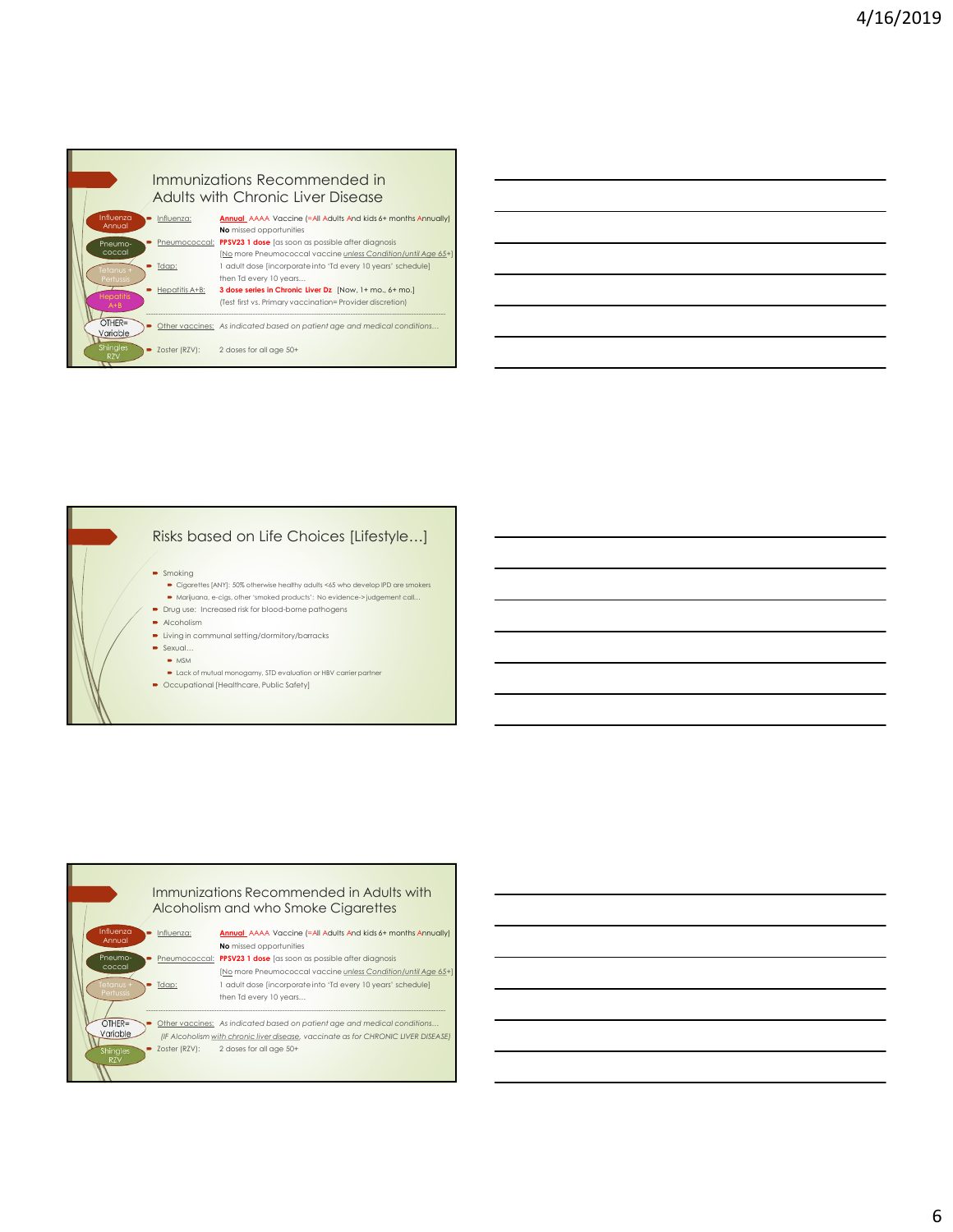## Immunizations Recommended in Adults with Chronic Liver Disease

| | | |
|---|---|---|
| Influenza Annual | Influenza: | **Annual** AAAA Vaccine (=All Adults And kids 6+ months Annually) **No** missed opportunities |
| Pneumo-coccal | Pneumococcal: | **PPSV23 1 dose** [as soon as possible after diagnosis [No more Pneumococcal vaccine *unless Condition/until Age 65+*] |
| Tetanus + Pertussis | Tdap: | 1 adult dose [incorporate into 'Td every 10 years' schedule] then Td every 10 years… |
| Hepatitis A+B | Hepatitis A+B: | **3 dose series in Chronic Liver Dz** [Now, 1+ mo., 6+ mo.] (Test first vs. Primary vaccination= Provider discretion) |
| OTHER= Variable | Other vaccines: | *As indicated based on patient age and medical conditions…* |
| Shingles RZV | Zoster (RZV): | 2 doses for all age 50+ |

## Risks based on Life Choices [Lifestyle…]

- Smoking
  - Cigarettes [ANY]: 50% otherwise healthy adults <65 who develop IPD are smokers
  - Marijuana, e-cigs, other 'smoked products': No evidence-> judgement call…
- Drug use: Increased risk for blood-borne pathogens
- Alcoholism
- Living in communal setting/dormitory/barracks
- Sexual…
  - MSM
  - Lack of mutual monogamy, STD evaluation or HBV carrier partner
- Occupational [Healthcare, Public Safety]

## Immunizations Recommended in Adults with Alcoholism and who Smoke Cigarettes

| | | |
|---|---|---|
| Influenza Annual | Influenza: | **Annual** AAAA Vaccine (=All Adults And kids 6+ months Annually) **No** missed opportunities |
| Pneumo-coccal | Pneumococcal: | **PPSV23 1 dose** [as soon as possible after diagnosis [No more Pneumococcal vaccine *unless Condition/until Age 65+*] |
| Tetanus + Pertussis | Tdap: | 1 adult dose [incorporate into 'Td every 10 years' schedule] then Td every 10 years… |
| OTHER= Variable | Other vaccines: | *As indicated based on patient age and medical conditions…* *(IF Alcoholism with chronic liver disease, vaccinate as for CHRONIC LIVER DISEASE)* |
| Shingles RZV | Zoster (RZV): | 2 doses for all age 50+ |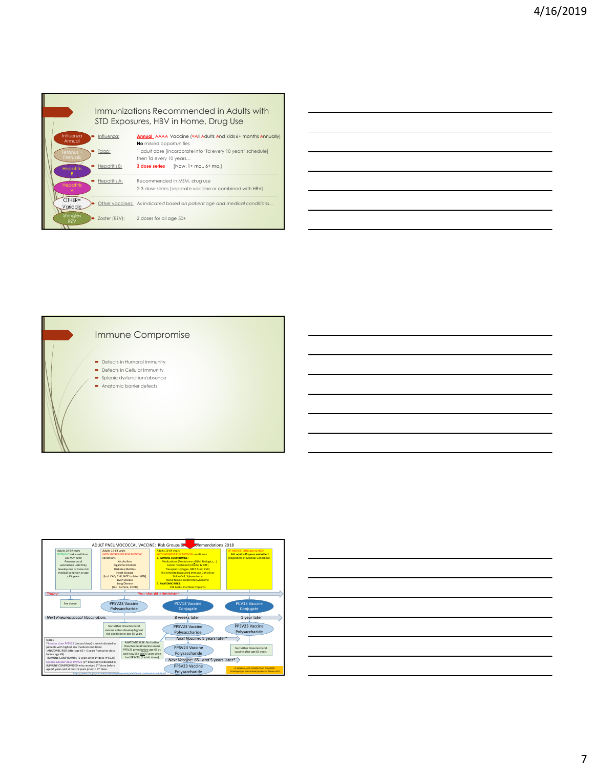## Immunizations Recommended in Adults with STD Exposures, HBV in Home, Drug Use

| | | |
|---|---|---|
| Influenza Annual | Influenza: | Annual AAAA Vaccine (=All Adults And kids 6+ months Annually) **No** missed opportunities |
| Tetanus + Pertussis | Tdap: | 1 adult dose [incorporate into 'Td every 10 years' schedule] then Td every 10 years… |
| Hepatitis B | Hepatitis B: | **3 dose series** [Now, 1+ mo., 6+ mo.] |
| Hepatitis A | Hepatitis A: | Recommended in MSM, drug use<br>2-3 dose series [separate vaccine or combined with HBV] |
| OTHER= Variable | Other vaccines: | *As indicated based on patient age and medical conditions…* |
| Shingles RZV | Zoster (RZV): | 2 doses for all age 50+ |

## Immune Compromise

- Defects in Humoral Immunity
- Defects in Cellular Immunity
- Splenic dysfunction/absence
- Anatomic barrier defects

## ADULT PNEUMOCOCCAL VACCINE: Risk Groups and Recommendations 2018

| Adults 19-64 years WITHOUT risk conditions: | Adults 19-64 years WITH INCREASED RISK MEDICAL conditions: | Adults 19-64 years WITH HIGHEST RISK MEDICAL conditions: | AT HIGHEST RISK due to AGE: |
|---|---|---|---|
| DO NOT need Pneumococcal vaccination until they develop one or more risk medical condition or age ≥ 65 years. | Alcoholism<br>Cigarette Smokers<br>Diabetes Mellitus<br>Heart Disease [incl. CAD, CHF; NOT isolated HTN]<br>Liver Disease<br>Lung Disease [incl. Asthma, COPD] | 1. IMMUNE COMPROMISE: Medications (Prednisone >20/d, Biologics,…)<br>Cancer Treatment (Chemo & XRT)<br>Transplants (Organ, BMT, Stem Cell)<br>HIV, Inherited/Acquired Immune Deficiency<br>Sickle Cell, Splenectomy<br>Renal failure, Nephrotic Syndrome<br>2. ANATOMIC RISKS: CSF Leaks, Cochlear Implants | ALL adults 65 years and older! (Regardless of Medical Condition) |
| **Today:** You should administer… | | | |
| See above | PPSV23 Vaccine Polysaccharide | PCV13 Vaccine Conjugate | PCV13 Vaccine Conjugate |
| **Next Pneumococcal Vaccination:** | | 8 weeks later | 1 year later |
| | No further Pneumococcal vaccine unless develop highest risk condition or age 65 years | PPSV23 Vaccine Polysaccharide | PPSV23 Vaccine Polysaccharide |
| | | Next Vaccine: 5 years later* | |
| | ANATOMIC RISK: No further Pneumococcal vaccine unless PPSV23 given before age 65 yrs and now 65+ and 5 years since last PPSV23 [2 adult doses] | PPSV23 Vaccine Polysaccharide | No further Pneumococcal vaccine after age 65 years. |
| | | Next Vaccine: 65+ and 5 years later* | |
| | | PPSV23 Vaccine Polysaccharide | |

Notes:
*Booster dose PPSV23 (second dose) is only indicated in patients with highest risk medical conditions:
-ANATOMIC RISK (after age 65 + 5 years from prior dose before age 65)
-IMMUNE COMPROMISE (5 years after 1st dose PPSV23)
Second Booster dose PPSV23 (3rd dose) only indicated in IMMUNE COMPROMISED who received 2nd dose before age 65 years and at least 5 years prior to 3rd dose.

https://www.cdc.gov/vaccines/schedules/downloads/adult/adult-combined-schedule.pdf

B. Hopkins, MD, UAMS COM 7/2/2018. Developed for educational purposes. Please cite!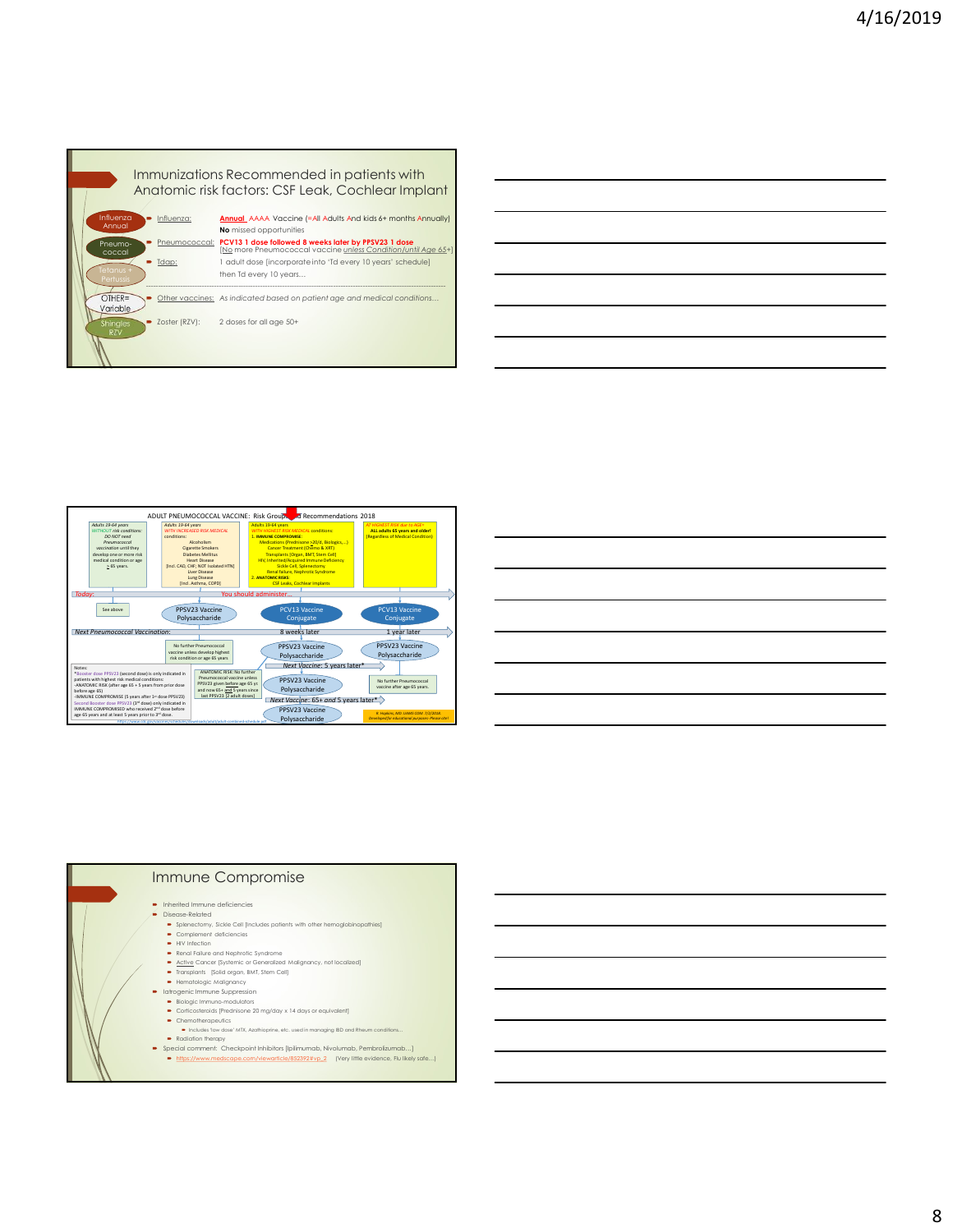## Immunizations Recommended in patients with Anatomic risk factors: CSF Leak, Cochlear Implant

- **Influenza Annual** — Influenza: **Annual** AAAA Vaccine (=All Adults And kids 6+ months Annually)
  **No** missed opportunities
- **Pneumo-coccal** — Pneumococcal: **PCV13 1 dose followed 8 weeks later by PPSV23 1 dose**
  [No more Pneumococcal vaccine *unless Condition/until Age 65+*]
- **Tetanus + Pertussis** — Tdap: 1 adult dose [incorporate into 'Td every 10 years' schedule]
  then Td every 10 years…
- **OTHER= Variable** — Other vaccines: *As indicated based on patient age and medical conditions…*
- **Shingles RZV** — Zoster (RZV): 2 doses for all age 50+

---

## ADULT PNEUMOCOCCAL VACCINE: Risk Groups and Recommendations 2018

| Adults 19-64 years *WITHOUT risk conditions:* DO NOT need Pneumococcal vaccination until they develop one or more risk medical condition or age ≥ 65 years. | Adults 19-64 years *WITH INCREASED RISK MEDICAL conditions:* Alcoholism; Cigarette Smokers; Diabetes Mellitus; Heart Disease [Incl. CAD, CHF; NOT isolated HTN]; Liver Disease; Lung Disease [Incl. Asthma, COPD] | Adults 19-64 years *WITH HIGHEST RISK MEDICAL conditions:* 1. IMMUNE COMPROMISE: Medications (Prednisone >20/d, Biologics,…); Cancer Treatment (Chemo & XRT); Transplants [Organ, BMT, Stem Cell]; HIV, Inherited/Acquired Immune Deficiency; Sickle Cell, Splenectomy; Renal failure, Nephrotic Syndrome 2. ANATOMIC RISKS: CSF Leaks, Cochlear Implants | *AT HIGHEST RISK due to AGE=* ALL adults 65 years and older! (Regardless of Medical Condition) |
|---|---|---|---|
| **Today: You should administer…** | | | |
| See above | PPSV23 Vaccine Polysaccharide | PCV13 Vaccine Conjugate | PCV13 Vaccine Conjugate |
| **Next Pneumococcal Vaccination:** | | 8 weeks later | 1 year later |
| | No further Pneumococcal vaccine unless develop highest risk condition or age 65 years | PPSV23 Vaccine Polysaccharide | PPSV23 Vaccine Polysaccharide |
| | | *Next Vaccine: 5 years later** | |
| | ANATOMIC RISK: No further Pneumococcal vaccine unless PPSV23 given before age 65 yr and now 65+ and 5 years since last PPSV23 [2 adult doses] | PPSV23 Vaccine Polysaccharide | No further Pneumococcal vaccine after age 65 years. |
| | | *Next Vaccine: 65+ and 5 years later** | |
| | | PPSV23 Vaccine Polysaccharide | |

Notes:
*Booster dose PPSV23 (second dose) is only indicated in patients with highest risk medical conditions:
-ANATOMIC RISK (after age 65 + 5 years from prior dose before age 65)
-IMMUNE COMPROMISE (5 years after 1st dose PPSV23)
Second Booster dose PPSV23 (3rd dose) only indicated in IMMUNE COMPROMISED who received 2nd dose before age 65 years and at least 5 years prior to 3rd dose.

https://www.cdc.gov/vaccines/schedules/downloads/adult/adult-combined-schedule.pdf

R. Hopkins, MD UAMS COM 2/2/2018 Developed for educational purposes-Please cite!

---

## Immune Compromise

- Inherited Immune deficiencies
- Disease-Related
  - Splenectomy, Sickle Cell [includes patients with other hemoglobinopathies]
  - Complement deficiencies
  - HIV Infection
  - Renal Failure and Nephrotic Syndrome
  - Active Cancer [Systemic or Generalized Malignancy, not localized]
  - Transplants [Solid organ, BMT, Stem Cell]
  - Hematologic Malignancy
- Iatrogenic Immune Suppression
  - Biologic Immuno-modulators
  - Corticosteroids [Prednisone 20 mg/day x 14 days or equivalent]
  - Chemotherapeutics
    - Includes 'low dose' MTX, Azathioprine, etc. used in managing IBD and Rheum conditions…
  - Radiation therapy
- Special comment: Checkpoint Inhibitors [Ipilimumab, Nivolumab, Pembrolizumab…]
  - https://www.medscape.com/viewarticle/852392#vp_2 [Very little evidence, Flu likely safe…]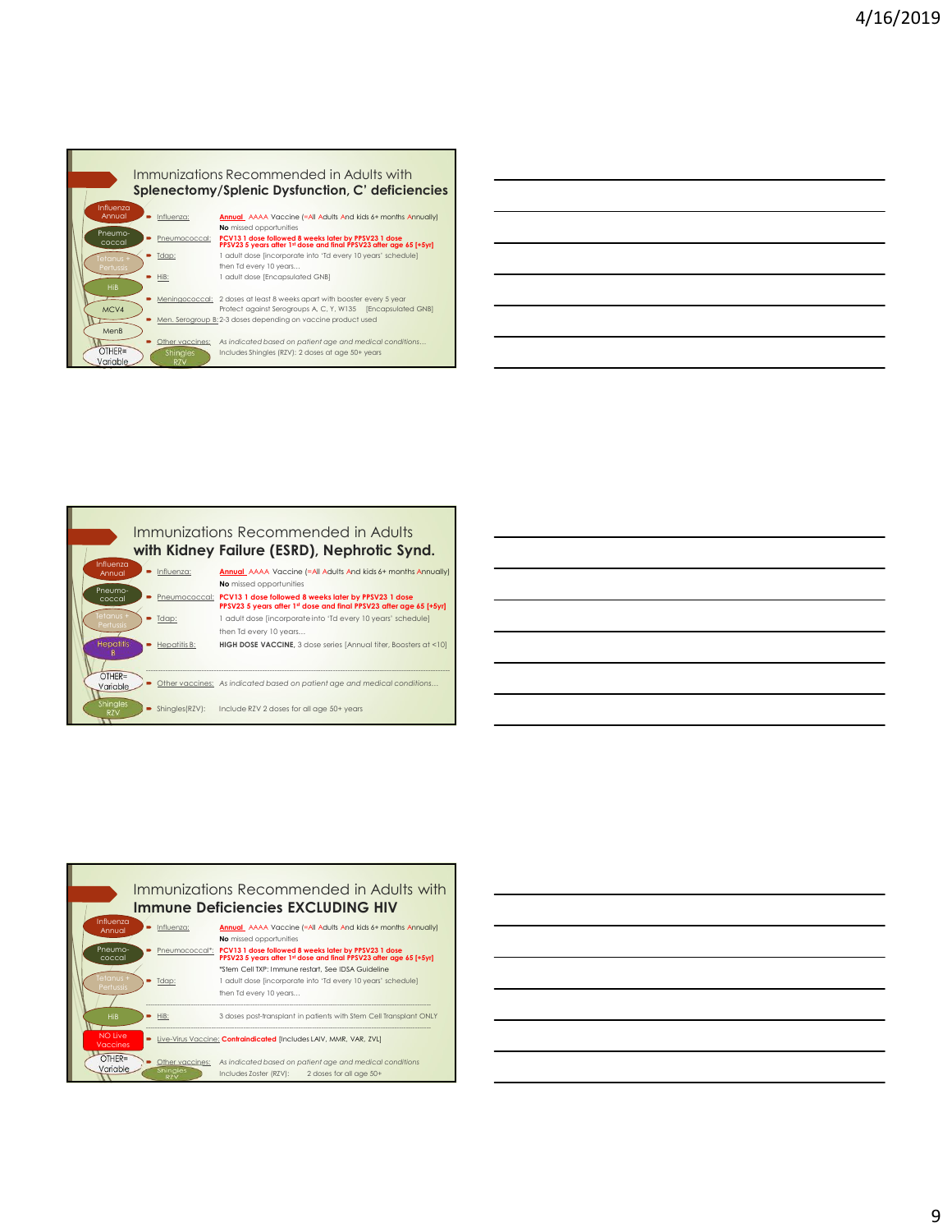## Immunizations Recommended in Adults with **Splenectomy/Splenic Dysfunction, C' deficiencies**

- Influenza Annual — Influenza: **Annual** AAAA Vaccine (=All Adults And kids 6+ months Annually)
  **No** missed opportunities
- Pneumo-coccal — Pneumococcal: **PCV13 1 dose followed 8 weeks later by PPSV23 1 dose**
  **PPSV23 5 years after 1st dose and final PPSV23 after age 65 [+5yr]**
- Tetanus + Pertussis — Tdap: 1 adult dose [incorporate into 'Td every 10 years' schedule]
  then Td every 10 years…
- HiB — HiB: 1 adult dose [Encapsulated GNB]
- MCV4 — Meningococcal: 2 doses at least 8 weeks apart with booster every 5 year
  Protect against Serogroups A, C, Y, W135 [Encapsulated GNB]
- MenB — Men. Serogroup B: 2-3 doses depending on vaccine product used
- OTHER= Variable — Other vaccines: *As indicated based on patient age and medical conditions…*
- Shingles RZV — Includes Shingles (RZV): 2 doses at age 50+ years

## Immunizations Recommended in Adults **with Kidney Failure (ESRD), Nephrotic Synd.**

- Influenza Annual — Influenza: **Annual** AAAA Vaccine (=All Adults And kids 6+ months Annually)
  **No** missed opportunities
- Pneumo-coccal — Pneumococcal: **PCV13 1 dose followed 8 weeks later by PPSV23 1 dose**
  **PPSV23 5 years after 1st dose and final PPSV23 after age 65 [+5yr]**
- Tetanus + Pertussis — Tdap: 1 adult dose [incorporate into 'Td every 10 years' schedule]
  then Td every 10 years…
- Hepatitis B — Hepatitis B: **HIGH DOSE VACCINE,** 3 dose series [Annual titer, Boosters at <10]
- OTHER= Variable — Other vaccines: *As indicated based on patient age and medical conditions…*
- Shingles RZV — Shingles(RZV): Include RZV 2 doses for all age 50+ years

## Immunizations Recommended in Adults with **Immune Deficiencies EXCLUDING HIV**

- Influenza Annual — Influenza: **Annual** AAAA Vaccine (=All Adults And kids 6+ months Annually)
  **No** missed opportunities
- Pneumo-coccal — Pneumococcal*: **PCV13 1 dose followed 8 weeks later by PPSV23 1 dose**
  **PPSV23 5 years after 1st dose and final PPSV23 after age 65 [+5yr]**
  *Stem Cell TXP: Immune restart, See IDSA Guideline
- Tetanus + Pertussis — Tdap: 1 adult dose [incorporate into 'Td every 10 years' schedule]
  then Td every 10 years…
- HiB — HiB: 3 doses post-transplant in patients with Stem Cell Transplant ONLY
- NO Live Vaccines — Live-Virus Vaccine: **Contraindicated** [Includes LAIV, MMR, VAR, ZVL]
- OTHER= Variable — Other vaccines: *As indicated based on patient age and medical conditions*
- Shingles RZV — Includes Zoster (RZV): 2 doses for all age 50+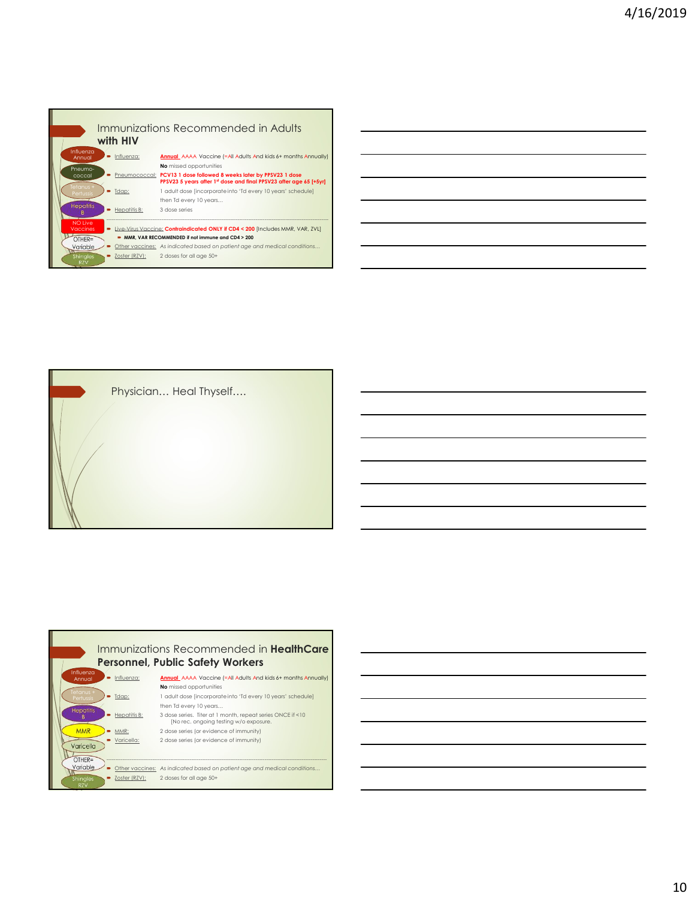## Immunizations Recommended in Adults **with HIV**

- Influenza Annual — Influenza: **Annual** AAAA Vaccine (=All Adults And kids 6+ months Annually)
  **No** missed opportunities
- Pneumo-coccal — Pneumococcal: **PCV13 1 dose followed 8 weeks later by PPSV23 1 dose**
  **PPSV23 5 years after 1st dose and final PPSV23 after age 65 [+5yr]**
- Tetanus + Pertussis — Tdap: 1 adult dose [incorporate into 'Td every 10 years' schedule]
  then Td every 10 years…
- Hepatitis B — Hepatitis B: 3 dose series

---

- NO Live Vaccines — Live-Virus Vaccine: **Contraindicated ONLY if CD4 < 200** [Includes MMR, VAR, ZVL]
  - **MMR, VAR RECOMMENDED if not immune and CD4 > 200**
- OTHER= Variable — Other vaccines: *As indicated based on patient age and medical conditions…*
- Shingles RZV — Zoster (RZV): 2 doses for all age 50+

## Physician… Heal Thyself….

## Immunizations Recommended in **HealthCare Personnel, Public Safety Workers**

- Influenza Annual — Influenza: **Annual** AAAA Vaccine (=All Adults And kids 6+ months Annually)
  **No** missed opportunities
- Tetanus + Pertussis — Tdap: 1 adult dose [incorporate into 'Td every 10 years' schedule]
  then Td every 10 years…
- Hepatitis B — Hepatitis B: 3 dose series. Titer at 1 month, repeat series ONCE if <10
  [No rec. ongoing testing w/o exposure.
- MMR — MMR: 2 dose series (or evidence of immunity)
- Varicella — Varicella: 2 dose series (or evidence of immunity)

---

- OTHER= Variable — Other vaccines: *As indicated based on patient age and medical conditions…*
- Shingles RZV — Zoster (RZV): 2 doses for all age 50+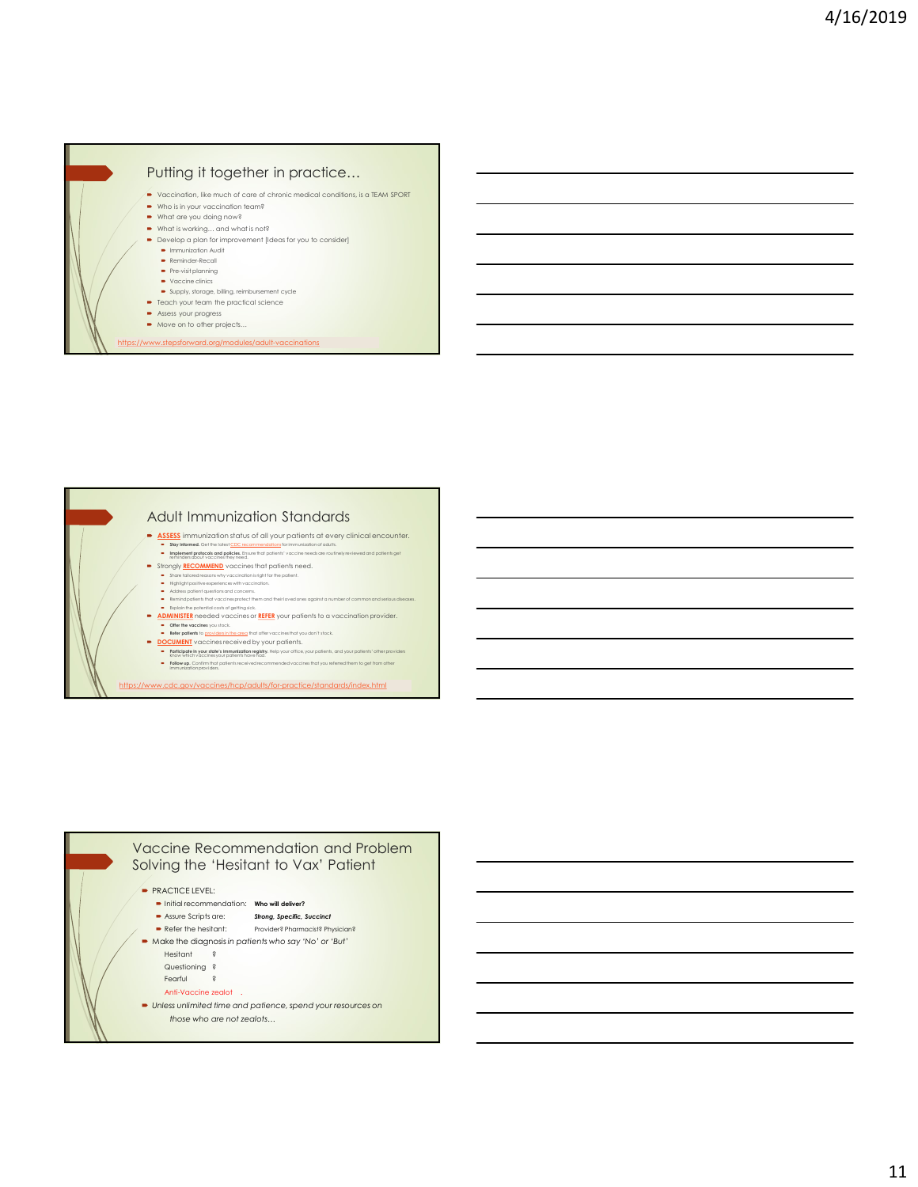## Putting it together in practice…

- Vaccination, like much of care of chronic medical conditions, is a TEAM SPORT
- Who is in your vaccination team?
- What are you doing now?
- What is working… and what is not?
- Develop a plan for improvement [Ideas for you to consider]
  - Immunization Audit
  - Reminder-Recall
  - Pre-visit planning
  - Vaccine clinics
  - Supply, storage, billing, reimbursement cycle
- Teach your team the practical science
- Assess your progress
- Move on to other projects…

https://www.stepsforward.org/modules/adult-vaccinations

## Adult Immunization Standards

- **ASSESS** immunization status of all your patients at every clinical encounter.
  - **Stay informed.** Get the latest CDC recommendations for immunization of adults.
  - **Implement protocols and policies.** Ensure that patients' vaccine needs are routinely reviewed and patients get reminders about vaccines they need.
- Strongly **RECOMMEND** vaccines that patients need.
  - Share tailored reasons why vaccination is right for the patient.
  - Highlight positive experiences with vaccination.
  - Address patient questions and concerns.
  - Remind patients that vaccines protect them and their loved ones against a number of common and serious diseases.
  - Explain the potential costs of getting sick.
- **ADMINISTER** needed vaccines or **REFER** your patients to a vaccination provider.
  - **Offer the vaccines** you stock.
  - **Refer patients** to providers in the area that offer vaccines that you don't stock.
- **DOCUMENT** vaccines received by your patients.
  - **Participate in your state's immunization registry.** Help your office, your patients, and your patients' other providers know which vaccines your patients have had.
  - **Follow up.** Confirm that patients received recommended vaccines that you referred them to get from other immunization providers.

https://www.cdc.gov/vaccines/hcp/adults/for-practice/standards/index.html

## Vaccine Recommendation and Problem Solving the 'Hesitant to Vax' Patient

- PRACTICE LEVEL:
  - Initial recommendation: **Who will deliver?**
  - Assure Scripts are: ***Strong, Specific, Succinct***
  - Refer the hesitant: Provider? Pharmacist? Physician?
- Make the diagnosis *in patients who say 'No' or 'But'*
  - Hesitant ?
  - Questioning ?
  - Fearful ?
  - Anti-Vaccine zealot .
- *Unless unlimited time and patience, spend your resources on those who are not zealots…*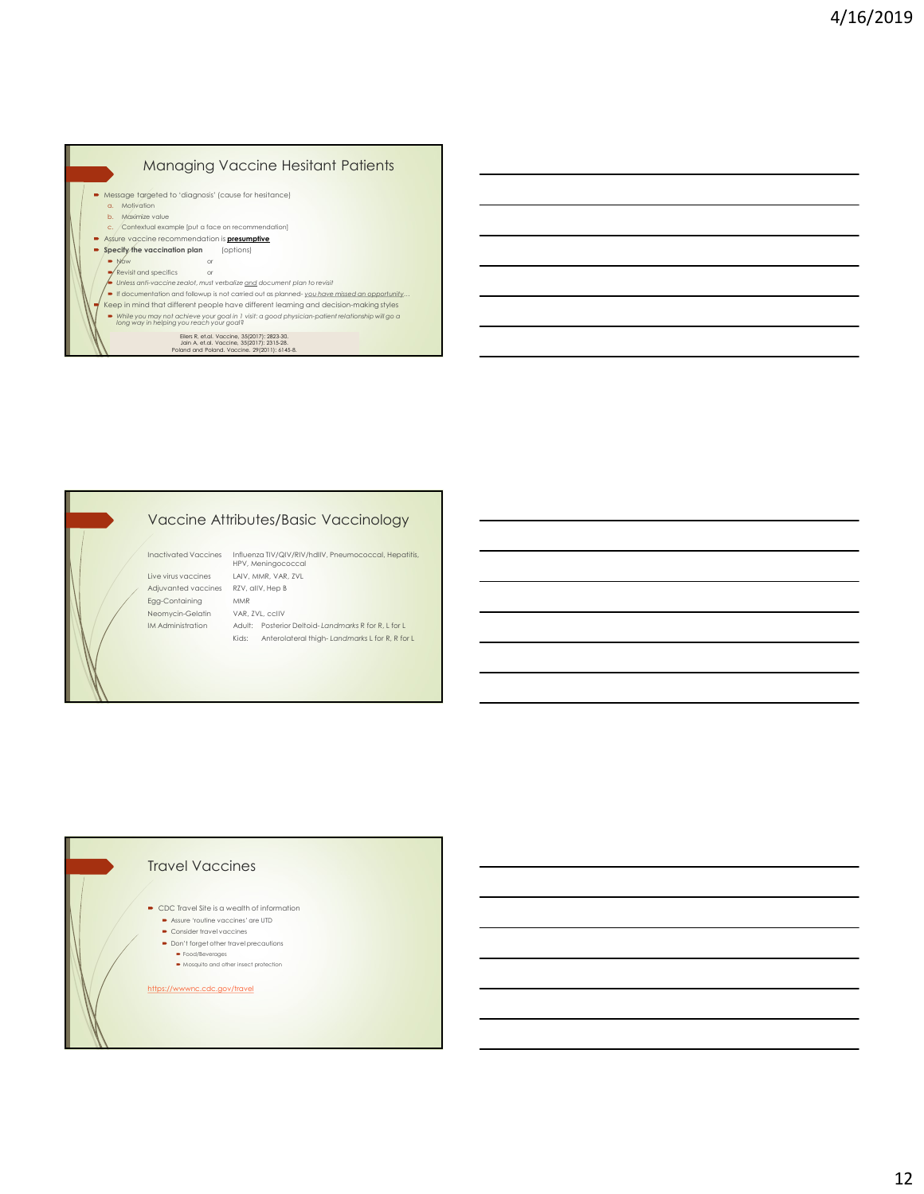## Managing Vaccine Hesitant Patients

- Message targeted to 'diagnosis' (cause for hesitance)
  - a. Motivation
  - b. Maximize value
  - c. Contextual example [put a face on recommendation]
- Assure vaccine recommendation is **presumptive**
- **Specify the vaccination plan** (options)
  - Now or
  - Revisit and specifics or
  - *Unless anti-vaccine zealot, must verbalize and document plan to revisit*
  - If documentation and followup is not carried out as planned- *you have missed an opportunity…*
- Keep in mind that different people have different learning and decision-making styles
  - *While you may not achieve your goal in 1 visit; a good physician-patient relationship will go a long way in helping you reach your goal?*

Eilers R, et.al. Vaccine, 35(2017): 2823-30.
Jain A, et.al. Vaccine, 35(2017): 2315-28.
Poland and Poland. Vaccine, 29(2011): 6145-8.

## Vaccine Attributes/Basic Vaccinology

| | |
|---|---|
| Inactivated Vaccines | Influenza TIV/QIV/RIV/hdIIV, Pneumococcal, Hepatitis, HPV, Meningococcal |
| Live virus vaccines | LAIV, MMR, VAR, ZVL |
| Adjuvanted vaccines | RZV, aIIV, Hep B |
| Egg-Containing | MMR |
| Neomycin-Gelatin | VAR, ZVL, ccIIV |
| IM Administration | Adult: Posterior Deltoid- *Landmarks* R for R, L for L |
| | Kids: Anterolateral thigh- *Landmarks* L for R, R for L |

## Travel Vaccines

- CDC Travel Site is a wealth of information
  - Assure 'routine vaccines' are UTD
  - Consider travel vaccines
  - Don't forget other travel precautions
    - Food/Beverages
    - Mosquito and other insect protection

https://wwwnc.cdc.gov/travel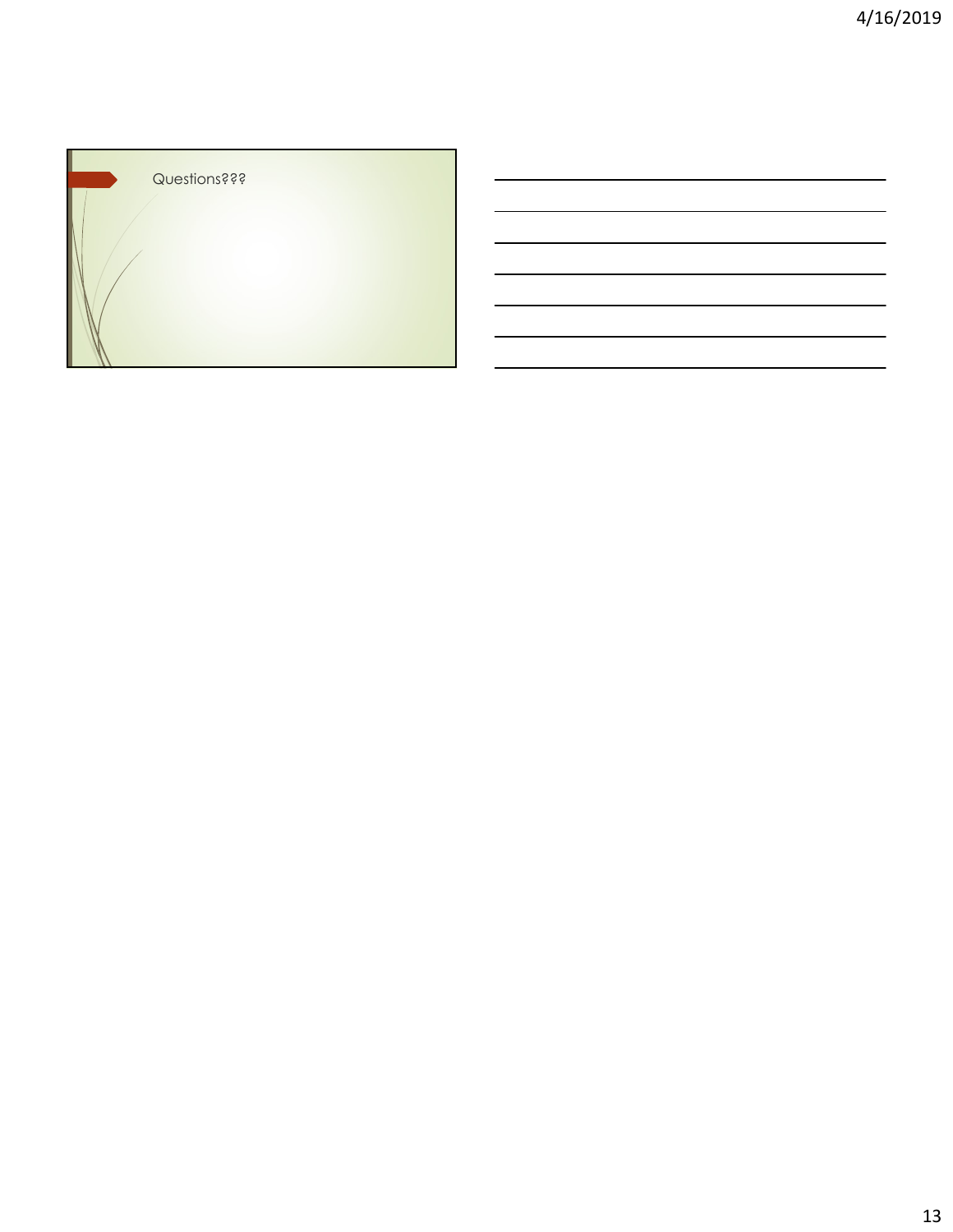Questions???